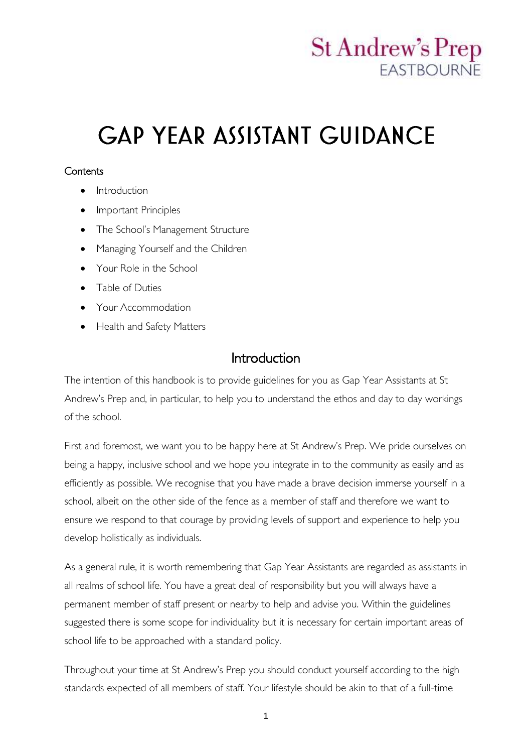St Andrew's Prep
EASTBOURNE

# GAP YEAR ASSISTANT GUIDANCE

Contents

- Introduction
- Important Principles
- The School's Management Structure
- Managing Yourself and the Children
- Your Role in the School
- Table of Duties
- Your Accommodation
- Health and Safety Matters

## Introduction

The intention of this handbook is to provide guidelines for you as Gap Year Assistants at St Andrew's Prep and, in particular, to help you to understand the ethos and day to day workings of the school.

First and foremost, we want you to be happy here at St Andrew's Prep. We pride ourselves on being a happy, inclusive school and we hope you integrate in to the community as easily and as efficiently as possible. We recognise that you have made a brave decision immerse yourself in a school, albeit on the other side of the fence as a member of staff and therefore we want to ensure we respond to that courage by providing levels of support and experience to help you develop holistically as individuals.

As a general rule, it is worth remembering that Gap Year Assistants are regarded as assistants in all realms of school life. You have a great deal of responsibility but you will always have a permanent member of staff present or nearby to help and advise you. Within the guidelines suggested there is some scope for individuality but it is necessary for certain important areas of school life to be approached with a standard policy.

Throughout your time at St Andrew's Prep you should conduct yourself according to the high standards expected of all members of staff. Your lifestyle should be akin to that of a full-time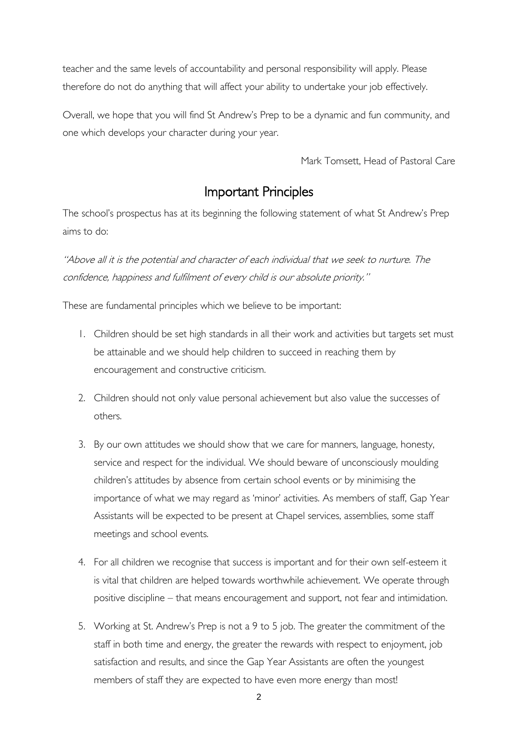teacher and the same levels of accountability and personal responsibility will apply. Please therefore do not do anything that will affect your ability to undertake your job effectively.

Overall, we hope that you will find St Andrew's Prep to be a dynamic and fun community, and one which develops your character during your year.

Mark Tomsett, Head of Pastoral Care

## Important Principles

The school's prospectus has at its beginning the following statement of what St Andrew's Prep aims to do:

*"Above all it is the potential and character of each individual that we seek to nurture. The confidence, happiness and fulfilment of every child is our absolute priority."*

These are fundamental principles which we believe to be important:

1. Children should be set high standards in all their work and activities but targets set must be attainable and we should help children to succeed in reaching them by encouragement and constructive criticism.

2. Children should not only value personal achievement but also value the successes of others.

3. By our own attitudes we should show that we care for manners, language, honesty, service and respect for the individual. We should beware of unconsciously moulding children's attitudes by absence from certain school events or by minimising the importance of what we may regard as 'minor' activities. As members of staff, Gap Year Assistants will be expected to be present at Chapel services, assemblies, some staff meetings and school events.

4. For all children we recognise that success is important and for their own self-esteem it is vital that children are helped towards worthwhile achievement. We operate through positive discipline – that means encouragement and support, not fear and intimidation.

5. Working at St. Andrew's Prep is not a 9 to 5 job. The greater the commitment of the staff in both time and energy, the greater the rewards with respect to enjoyment, job satisfaction and results, and since the Gap Year Assistants are often the youngest members of staff they are expected to have even more energy than most!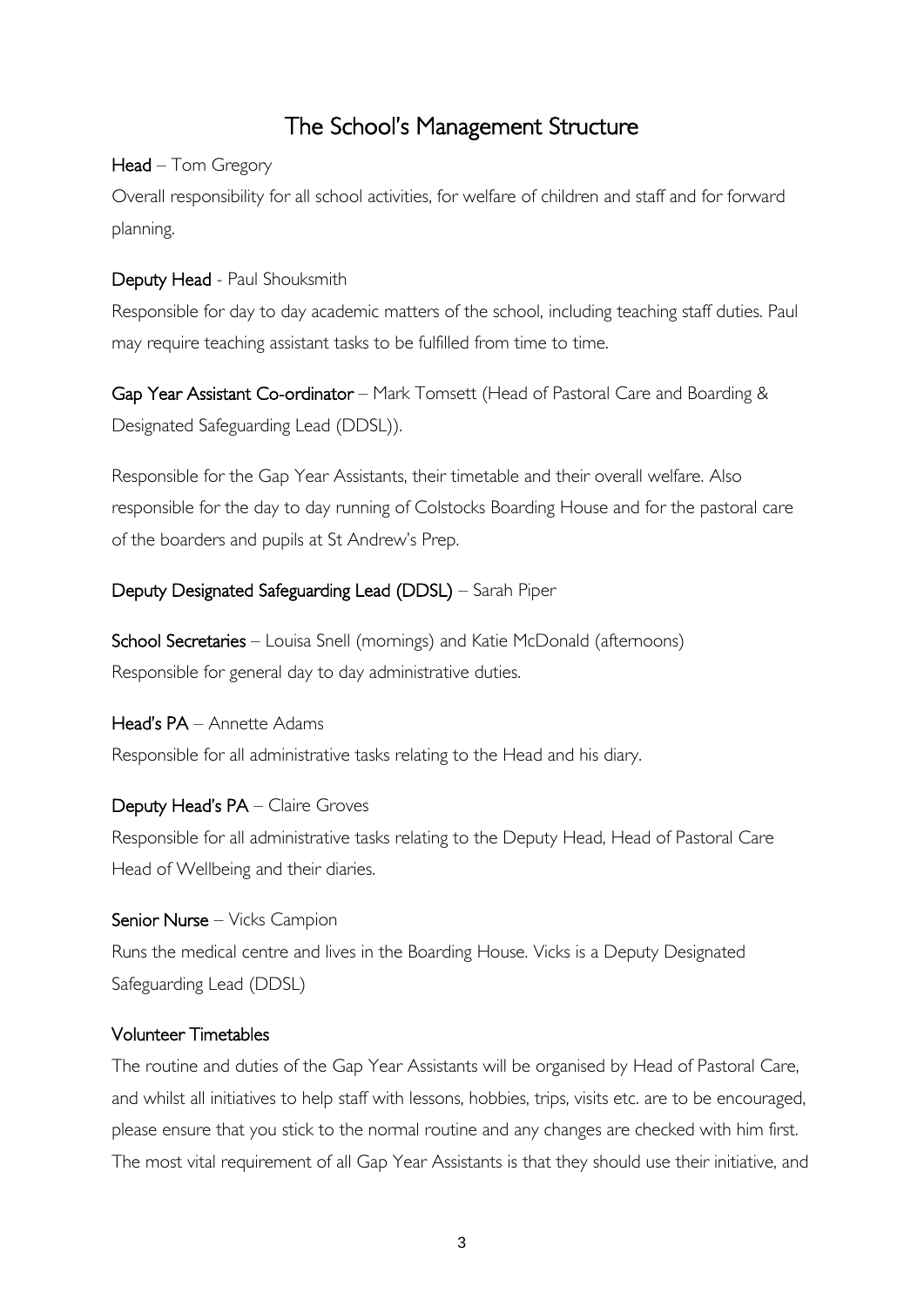# The School's Management Structure

**Head** – Tom Gregory

Overall responsibility for all school activities, for welfare of children and staff and for forward planning.

**Deputy Head** - Paul Shouksmith

Responsible for day to day academic matters of the school, including teaching staff duties. Paul may require teaching assistant tasks to be fulfilled from time to time.

**Gap Year Assistant Co-ordinator** – Mark Tomsett (Head of Pastoral Care and Boarding & Designated Safeguarding Lead (DDSL)).

Responsible for the Gap Year Assistants, their timetable and their overall welfare. Also responsible for the day to day running of Colstocks Boarding House and for the pastoral care of the boarders and pupils at St Andrew's Prep.

**Deputy Designated Safeguarding Lead (DDSL)** – Sarah Piper

**School Secretaries** – Louisa Snell (mornings) and Katie McDonald (afternoons)

Responsible for general day to day administrative duties.

**Head's PA** – Annette Adams

Responsible for all administrative tasks relating to the Head and his diary.

**Deputy Head's PA** – Claire Groves

Responsible for all administrative tasks relating to the Deputy Head, Head of Pastoral Care Head of Wellbeing and their diaries.

**Senior Nurse** – Vicks Campion

Runs the medical centre and lives in the Boarding House. Vicks is a Deputy Designated Safeguarding Lead (DDSL)

**Volunteer Timetables**

The routine and duties of the Gap Year Assistants will be organised by Head of Pastoral Care, and whilst all initiatives to help staff with lessons, hobbies, trips, visits etc. are to be encouraged, please ensure that you stick to the normal routine and any changes are checked with him first. The most vital requirement of all Gap Year Assistants is that they should use their initiative, and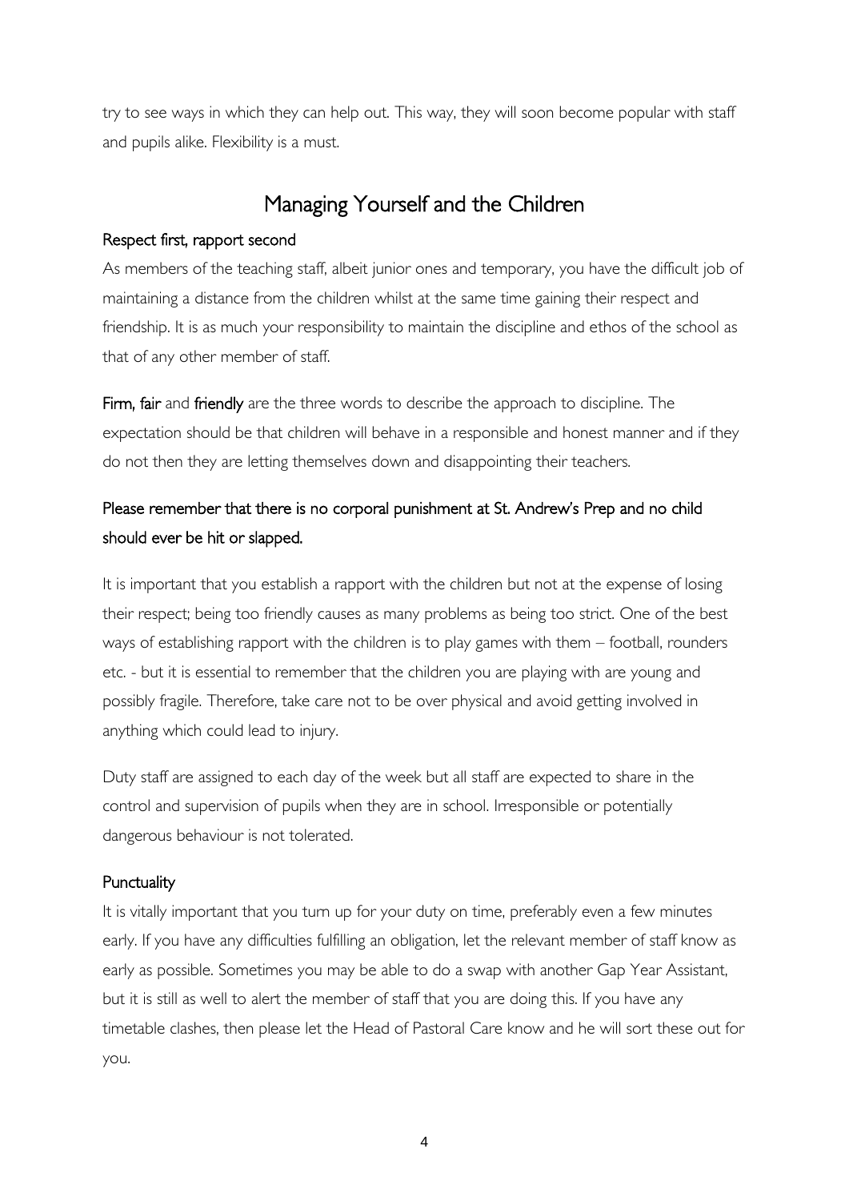try to see ways in which they can help out. This way, they will soon become popular with staff and pupils alike. Flexibility is a must.

## Managing Yourself and the Children

### Respect first, rapport second

As members of the teaching staff, albeit junior ones and temporary, you have the difficult job of maintaining a distance from the children whilst at the same time gaining their respect and friendship. It is as much your responsibility to maintain the discipline and ethos of the school as that of any other member of staff.

**Firm, fair** and **friendly** are the three words to describe the approach to discipline. The expectation should be that children will behave in a responsible and honest manner and if they do not then they are letting themselves down and disappointing their teachers.

**Please remember that there is no corporal punishment at St. Andrew's Prep and no child should ever be hit or slapped.**

It is important that you establish a rapport with the children but not at the expense of losing their respect; being too friendly causes as many problems as being too strict. One of the best ways of establishing rapport with the children is to play games with them – football, rounders etc. - but it is essential to remember that the children you are playing with are young and possibly fragile. Therefore, take care not to be over physical and avoid getting involved in anything which could lead to injury.

Duty staff are assigned to each day of the week but all staff are expected to share in the control and supervision of pupils when they are in school. Irresponsible or potentially dangerous behaviour is not tolerated.

### Punctuality

It is vitally important that you turn up for your duty on time, preferably even a few minutes early. If you have any difficulties fulfilling an obligation, let the relevant member of staff know as early as possible. Sometimes you may be able to do a swap with another Gap Year Assistant, but it is still as well to alert the member of staff that you are doing this. If you have any timetable clashes, then please let the Head of Pastoral Care know and he will sort these out for you.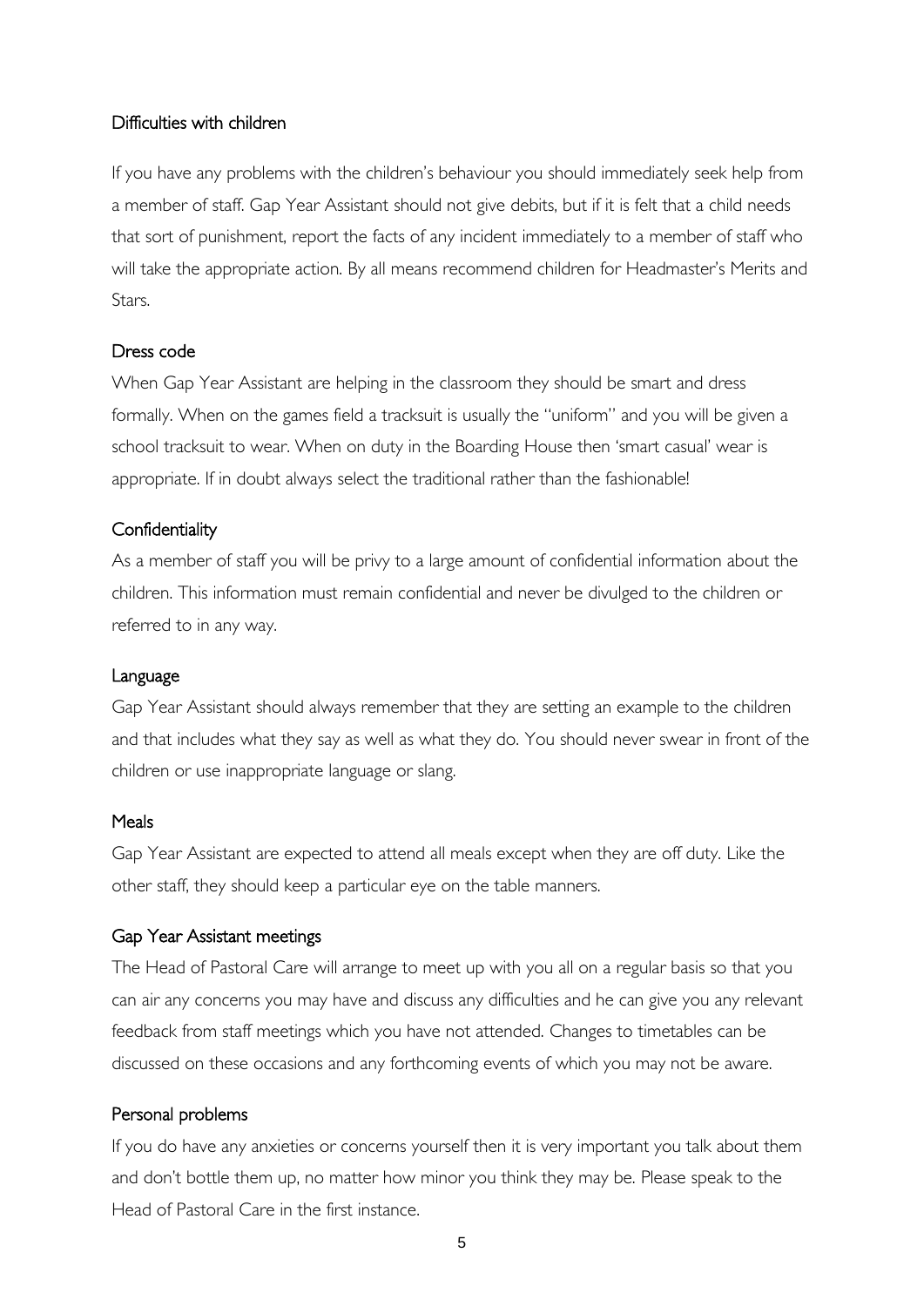### Difficulties with children

If you have any problems with the children's behaviour you should immediately seek help from a member of staff. Gap Year Assistant should not give debits, but if it is felt that a child needs that sort of punishment, report the facts of any incident immediately to a member of staff who will take the appropriate action. By all means recommend children for Headmaster's Merits and Stars.

### Dress code

When Gap Year Assistant are helping in the classroom they should be smart and dress formally. When on the games field a tracksuit is usually the "uniform" and you will be given a school tracksuit to wear. When on duty in the Boarding House then 'smart casual' wear is appropriate. If in doubt always select the traditional rather than the fashionable!

### Confidentiality

As a member of staff you will be privy to a large amount of confidential information about the children. This information must remain confidential and never be divulged to the children or referred to in any way.

### Language

Gap Year Assistant should always remember that they are setting an example to the children and that includes what they say as well as what they do. You should never swear in front of the children or use inappropriate language or slang.

### Meals

Gap Year Assistant are expected to attend all meals except when they are off duty. Like the other staff, they should keep a particular eye on the table manners.

### Gap Year Assistant meetings

The Head of Pastoral Care will arrange to meet up with you all on a regular basis so that you can air any concerns you may have and discuss any difficulties and he can give you any relevant feedback from staff meetings which you have not attended. Changes to timetables can be discussed on these occasions and any forthcoming events of which you may not be aware.

### Personal problems

If you do have any anxieties or concerns yourself then it is very important you talk about them and don't bottle them up, no matter how minor you think they may be. Please speak to the Head of Pastoral Care in the first instance.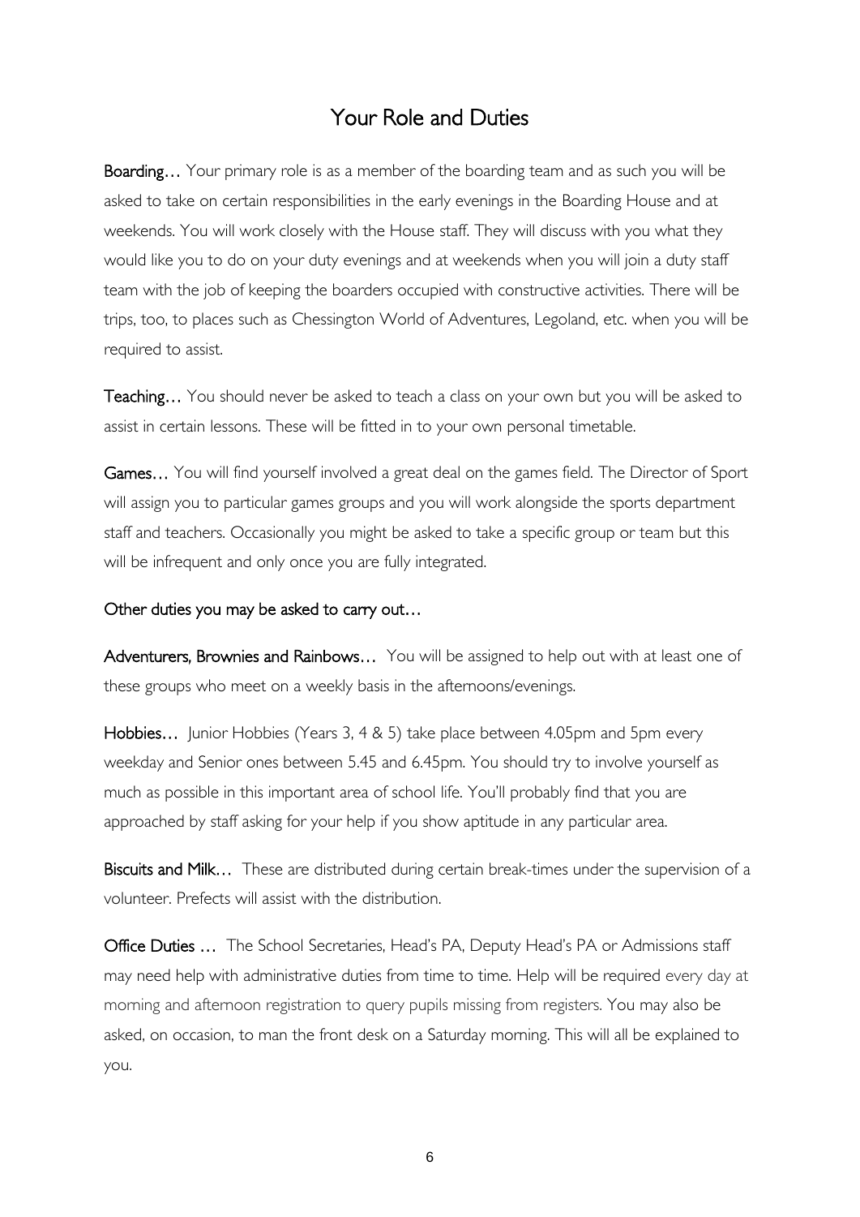# Your Role and Duties

**Boarding…** Your primary role is as a member of the boarding team and as such you will be asked to take on certain responsibilities in the early evenings in the Boarding House and at weekends. You will work closely with the House staff. They will discuss with you what they would like you to do on your duty evenings and at weekends when you will join a duty staff team with the job of keeping the boarders occupied with constructive activities. There will be trips, too, to places such as Chessington World of Adventures, Legoland, etc. when you will be required to assist.

**Teaching…** You should never be asked to teach a class on your own but you will be asked to assist in certain lessons. These will be fitted in to your own personal timetable.

**Games…** You will find yourself involved a great deal on the games field. The Director of Sport will assign you to particular games groups and you will work alongside the sports department staff and teachers. Occasionally you might be asked to take a specific group or team but this will be infrequent and only once you are fully integrated.

## Other duties you may be asked to carry out…

**Adventurers, Brownies and Rainbows…** You will be assigned to help out with at least one of these groups who meet on a weekly basis in the afternoons/evenings.

**Hobbies…** Junior Hobbies (Years 3, 4 & 5) take place between 4.05pm and 5pm every weekday and Senior ones between 5.45 and 6.45pm. You should try to involve yourself as much as possible in this important area of school life. You'll probably find that you are approached by staff asking for your help if you show aptitude in any particular area.

**Biscuits and Milk…** These are distributed during certain break-times under the supervision of a volunteer. Prefects will assist with the distribution.

**Office Duties …** The School Secretaries, Head's PA, Deputy Head's PA or Admissions staff may need help with administrative duties from time to time. Help will be required every day at morning and afternoon registration to query pupils missing from registers. You may also be asked, on occasion, to man the front desk on a Saturday morning. This will all be explained to you.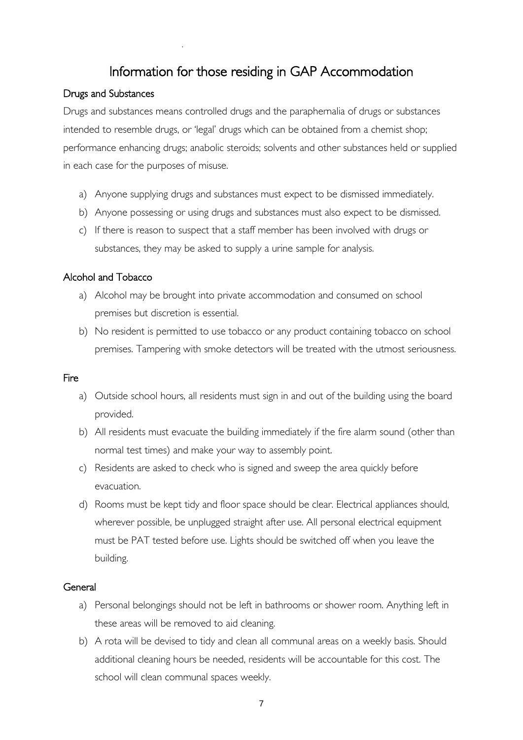# Information for those residing in GAP Accommodation

## Drugs and Substances

Drugs and substances means controlled drugs and the paraphernalia of drugs or substances intended to resemble drugs, or 'legal' drugs which can be obtained from a chemist shop; performance enhancing drugs; anabolic steroids; solvents and other substances held or supplied in each case for the purposes of misuse.

a) Anyone supplying drugs and substances must expect to be dismissed immediately.
b) Anyone possessing or using drugs and substances must also expect to be dismissed.
c) If there is reason to suspect that a staff member has been involved with drugs or substances, they may be asked to supply a urine sample for analysis.

## Alcohol and Tobacco

a) Alcohol may be brought into private accommodation and consumed on school premises but discretion is essential.
b) No resident is permitted to use tobacco or any product containing tobacco on school premises. Tampering with smoke detectors will be treated with the utmost seriousness.

## Fire

a) Outside school hours, all residents must sign in and out of the building using the board provided.
b) All residents must evacuate the building immediately if the fire alarm sound (other than normal test times) and make your way to assembly point.
c) Residents are asked to check who is signed and sweep the area quickly before evacuation.
d) Rooms must be kept tidy and floor space should be clear. Electrical appliances should, wherever possible, be unplugged straight after use. All personal electrical equipment must be PAT tested before use. Lights should be switched off when you leave the building.

## General

a) Personal belongings should not be left in bathrooms or shower room. Anything left in these areas will be removed to aid cleaning.
b) A rota will be devised to tidy and clean all communal areas on a weekly basis. Should additional cleaning hours be needed, residents will be accountable for this cost. The school will clean communal spaces weekly.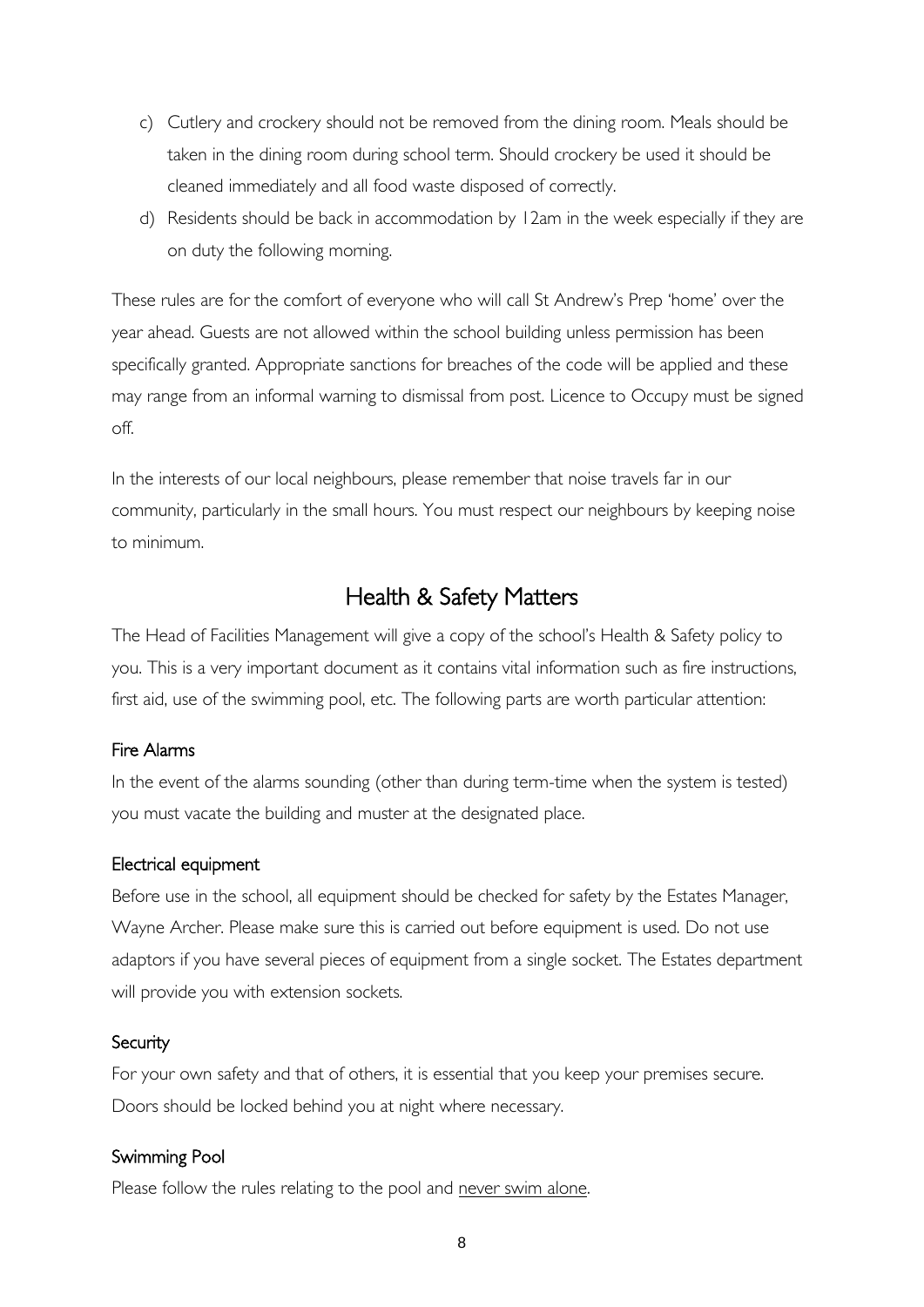c) Cutlery and crockery should not be removed from the dining room. Meals should be taken in the dining room during school term. Should crockery be used it should be cleaned immediately and all food waste disposed of correctly.

d) Residents should be back in accommodation by 12am in the week especially if they are on duty the following morning.

These rules are for the comfort of everyone who will call St Andrew's Prep 'home' over the year ahead. Guests are not allowed within the school building unless permission has been specifically granted. Appropriate sanctions for breaches of the code will be applied and these may range from an informal warning to dismissal from post. Licence to Occupy must be signed off.

In the interests of our local neighbours, please remember that noise travels far in our community, particularly in the small hours. You must respect our neighbours by keeping noise to minimum.

## Health & Safety Matters

The Head of Facilities Management will give a copy of the school's Health & Safety policy to you. This is a very important document as it contains vital information such as fire instructions, first aid, use of the swimming pool, etc. The following parts are worth particular attention:

### Fire Alarms

In the event of the alarms sounding (other than during term-time when the system is tested) you must vacate the building and muster at the designated place.

### Electrical equipment

Before use in the school, all equipment should be checked for safety by the Estates Manager, Wayne Archer. Please make sure this is carried out before equipment is used. Do not use adaptors if you have several pieces of equipment from a single socket. The Estates department will provide you with extension sockets.

### Security

For your own safety and that of others, it is essential that you keep your premises secure. Doors should be locked behind you at night where necessary.

### Swimming Pool

Please follow the rules relating to the pool and never swim alone.